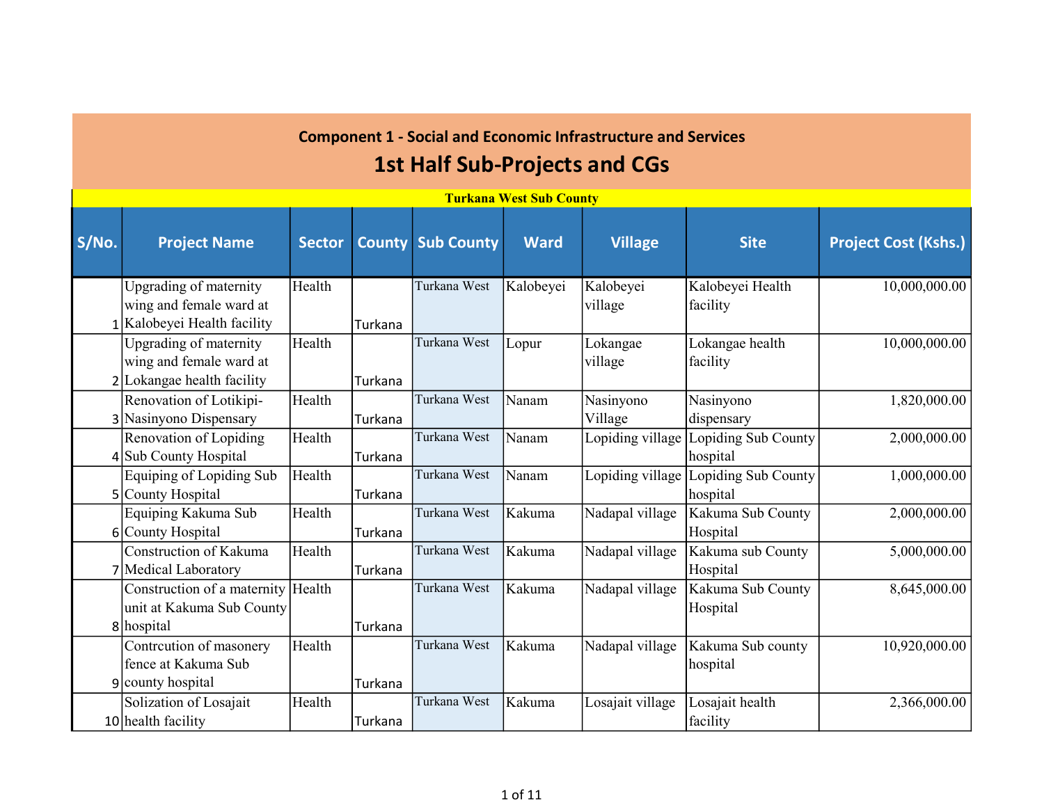## Component 1 - Social and Economic Infrastructure and Services

# 1st Half Sub-Projects and CGs

| Turkana West Sub County | | | | | | | | |
|---|---|---|---|---|---|---|---|---|
| **S/No.** | **Project Name** | **Sector** | **County** | **Sub County** | **Ward** | **Village** | **Site** | **Project Cost (Kshs.)** |
| 1 | Upgrading of maternity wing and female ward at Kalobeyei Health facility | Health | Turkana | Turkana West | Kalobeyei | Kalobeyei village | Kalobeyei Health facility | 10,000,000.00 |
| 2 | Upgrading of maternity wing and female ward at Lokangae health facility | Health | Turkana | Turkana West | Lopur | Lokangae village | Lokangae health facility | 10,000,000.00 |
| 3 | Renovation of Lotikipi-Nasinyono Dispensary | Health | Turkana | Turkana West | Nanam | Nasinyono Village | Nasinyono dispensary | 1,820,000.00 |
| 4 | Renovation of Lopiding Sub County Hospital | Health | Turkana | Turkana West | Nanam | Lopiding village | Lopiding Sub County hospital | 2,000,000.00 |
| 5 | Equiping of Lopiding Sub County Hospital | Health | Turkana | Turkana West | Nanam | Lopiding village | Lopiding Sub County hospital | 1,000,000.00 |
| 6 | Equiping Kakuma Sub County Hospital | Health | Turkana | Turkana West | Kakuma | Nadapal village | Kakuma Sub County Hospital | 2,000,000.00 |
| 7 | Construction of Kakuma Medical Laboratory | Health | Turkana | Turkana West | Kakuma | Nadapal village | Kakuma sub County Hospital | 5,000,000.00 |
| 8 | Construction of a maternity unit at Kakuma Sub County hospital | Health | Turkana | Turkana West | Kakuma | Nadapal village | Kakuma Sub County Hospital | 8,645,000.00 |
| 9 | Contrcution of masonery fence at Kakuma Sub county hospital | Health | Turkana | Turkana West | Kakuma | Nadapal village | Kakuma Sub county hospital | 10,920,000.00 |
| 10 | Solization of Losajait health facility | Health | Turkana | Turkana West | Kakuma | Losajait village | Losajait health facility | 2,366,000.00 |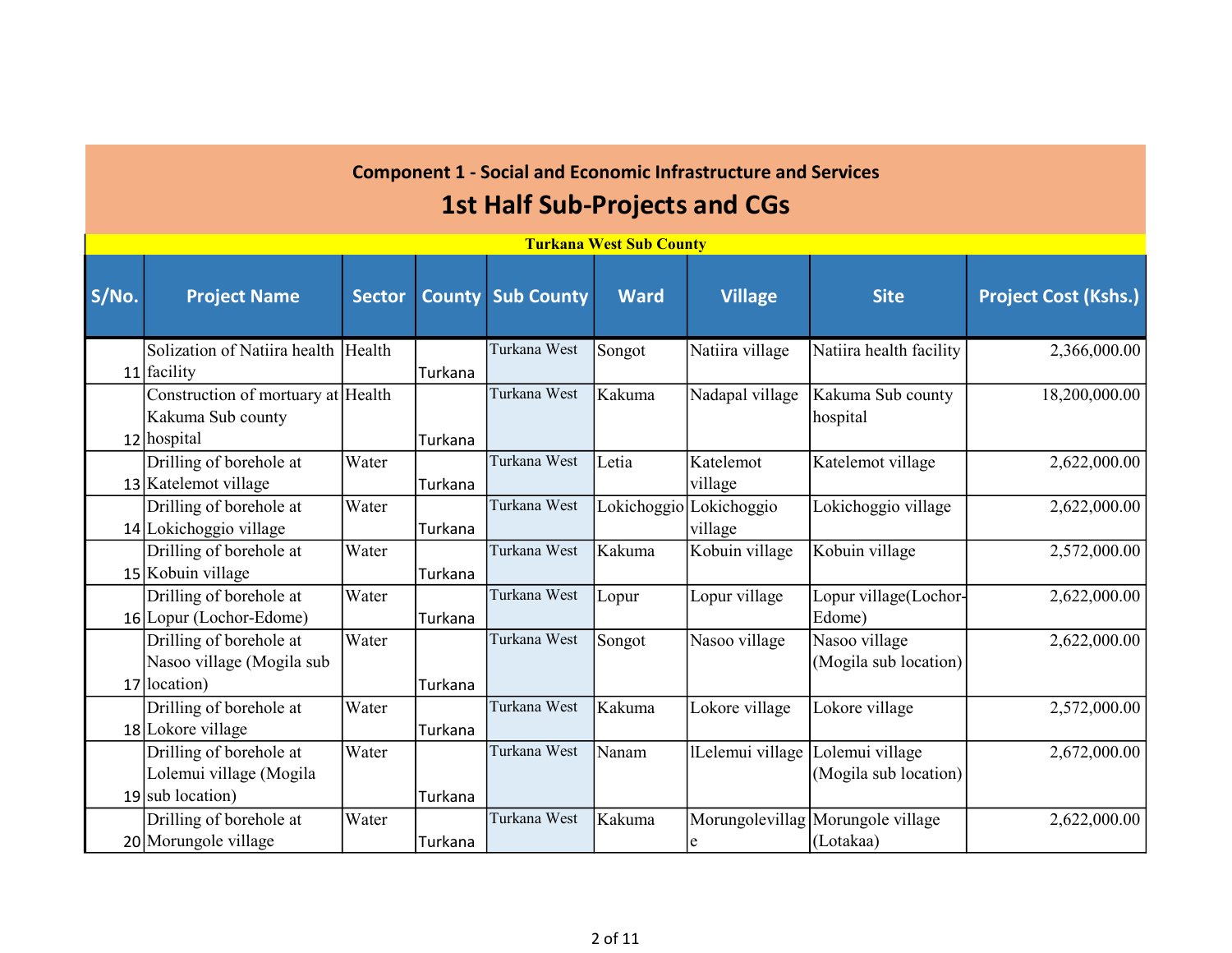**Component 1 - Social and Economic Infrastructure and Services**

## 1st Half Sub-Projects and CGs

**Turkana West Sub County**

| S/No. | Project Name | Sector | County | Sub County | Ward | Village | Site | Project Cost (Kshs.) |
|---|---|---|---|---|---|---|---|---|
| 11 | Solization of Natiira health facility | Health | Turkana | Turkana West | Songot | Natiira village | Natiira health facility | 2,366,000.00 |
| 12 | Construction of mortuary at Kakuma Sub county hospital | Health | Turkana | Turkana West | Kakuma | Nadapal village | Kakuma Sub county hospital | 18,200,000.00 |
| 13 | Drilling of borehole at Katelemot village | Water | Turkana | Turkana West | Letia | Katelemot village | Katelemot village | 2,622,000.00 |
| 14 | Drilling of borehole at Lokichoggio village | Water | Turkana | Turkana West | Lokichoggio | Lokichoggio village | Lokichoggio village | 2,622,000.00 |
| 15 | Drilling of borehole at Kobuin village | Water | Turkana | Turkana West | Kakuma | Kobuin village | Kobuin village | 2,572,000.00 |
| 16 | Drilling of borehole at Lopur (Lochor-Edome) | Water | Turkana | Turkana West | Lopur | Lopur village | Lopur village(Lochor-Edome) | 2,622,000.00 |
| 17 | Drilling of borehole at Nasoo village (Mogila sub location) | Water | Turkana | Turkana West | Songot | Nasoo village | Nasoo village (Mogila sub location) | 2,622,000.00 |
| 18 | Drilling of borehole at Lokore village | Water | Turkana | Turkana West | Kakuma | Lokore village | Lokore village | 2,572,000.00 |
| 19 | Drilling of borehole at Lolemui village (Mogila sub location) | Water | Turkana | Turkana West | Nanam | lLelemui village | Lolemui village (Mogila sub location) | 2,672,000.00 |
| 20 | Drilling of borehole at Morungole village | Water | Turkana | Turkana West | Kakuma | Morungolevillage | Morungole village (Lotakaa) | 2,622,000.00 |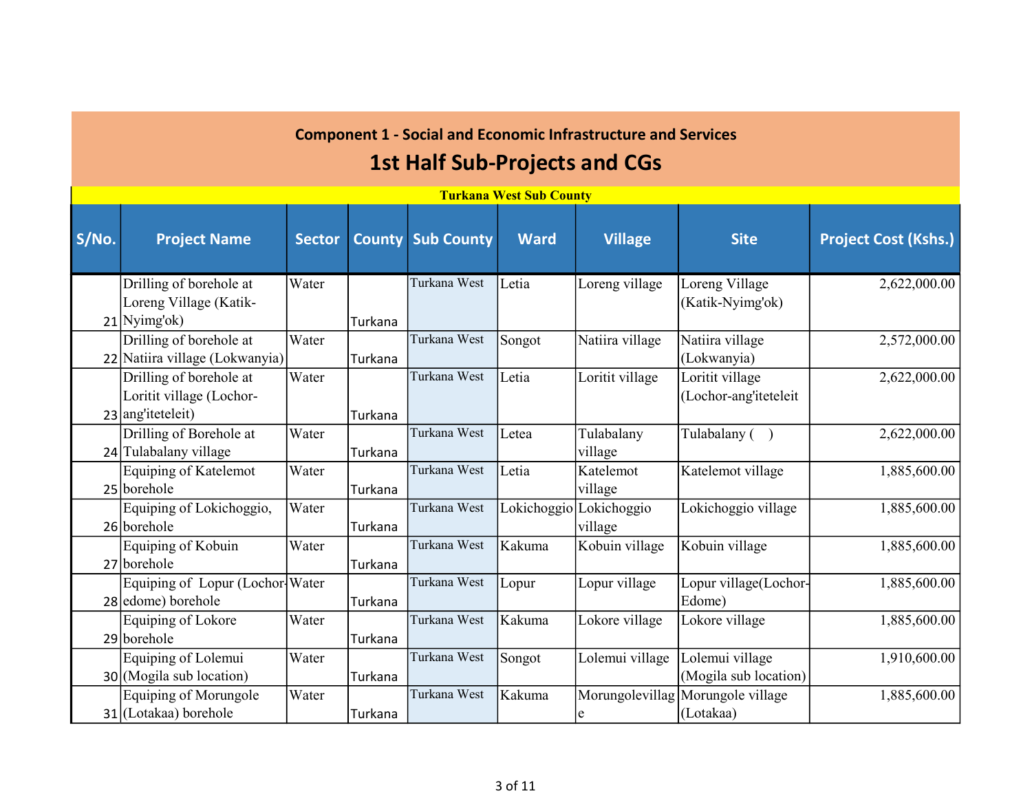## Component 1 - Social and Economic Infrastructure and Services

# 1st Half Sub-Projects and CGs

| Turkana West Sub County | | | | | | | | |
|---|---|---|---|---|---|---|---|---|
| **S/No.** | **Project Name** | **Sector** | **County** | **Sub County** | **Ward** | **Village** | **Site** | **Project Cost (Kshs.)** |
| 21 | Drilling of borehole at Loreng Village (Katik-Nyimg'ok) | Water | Turkana | Turkana West | Letia | Loreng village | Loreng Village (Katik-Nyimg'ok) | 2,622,000.00 |
| 22 | Drilling of borehole at Natiira village (Lokwanyia) | Water | Turkana | Turkana West | Songot | Natiira village | Natiira village (Lokwanyia) | 2,572,000.00 |
| 23 | Drilling of borehole at Loritit village (Lochor-ang'iteteleit) | Water | Turkana | Turkana West | Letia | Loritit village | Loritit village (Lochor-ang'iteteleit | 2,622,000.00 |
| 24 | Drilling of Borehole at Tulabalany village | Water | Turkana | Turkana West | Letea | Tulabalany village | Tulabalany ( ) | 2,622,000.00 |
| 25 | Equiping of Katelemot borehole | Water | Turkana | Turkana West | Letia | Katelemot village | Katelemot village | 1,885,600.00 |
| 26 | Equiping of Lokichoggio, borehole | Water | Turkana | Turkana West | Lokichoggio | Lokichoggio village | Lokichoggio village | 1,885,600.00 |
| 27 | Equiping of Kobuin borehole | Water | Turkana | Turkana West | Kakuma | Kobuin village | Kobuin village | 1,885,600.00 |
| 28 | Equiping of Lopur (Lochor-edome) borehole | Water | Turkana | Turkana West | Lopur | Lopur village | Lopur village(Lochor-Edome) | 1,885,600.00 |
| 29 | Equiping of Lokore borehole | Water | Turkana | Turkana West | Kakuma | Lokore village | Lokore village | 1,885,600.00 |
| 30 | Equiping of Lolemui (Mogila sub location) | Water | Turkana | Turkana West | Songot | Lolemui village | Lolemui village (Mogila sub location) | 1,910,600.00 |
| 31 | Equiping of Morungole (Lotakaa) borehole | Water | Turkana | Turkana West | Kakuma | Morungolevillage | Morungole village (Lotakaa) | 1,885,600.00 |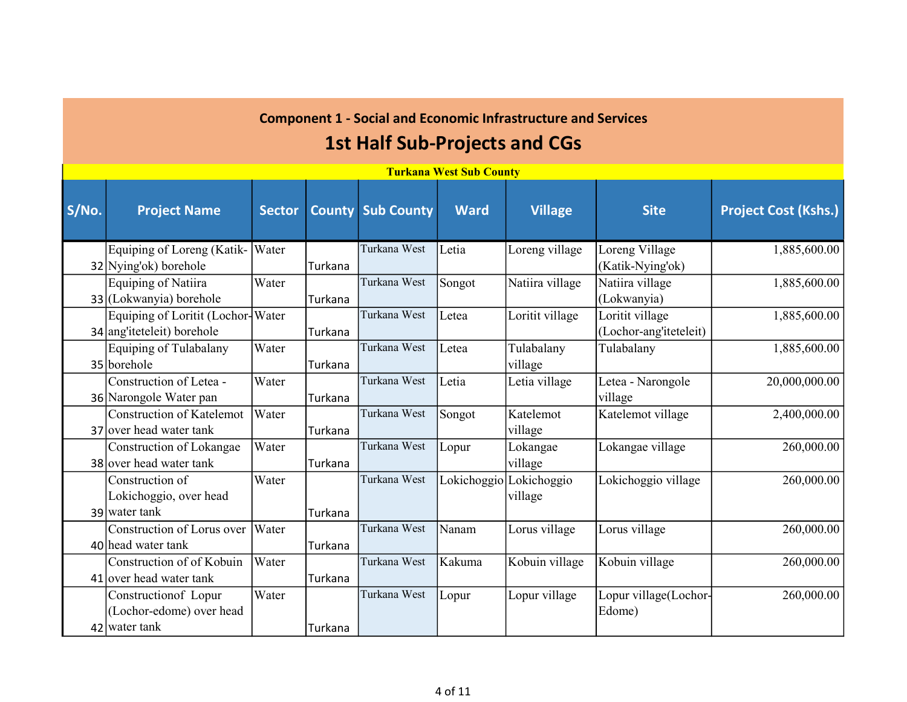## Component 1 - Social and Economic Infrastructure and Services

# 1st Half Sub-Projects and CGs

**Turkana West Sub County**

| S/No. | Project Name | Sector | County | Sub County | Ward | Village | Site | Project Cost (Kshs.) |
|---|---|---|---|---|---|---|---|---|
| 32 | Equiping of Loreng (Katik-Nying'ok) borehole | Water | Turkana | Turkana West | Letia | Loreng village | Loreng Village (Katik-Nying'ok) | 1,885,600.00 |
| 33 | Equiping of Natiira (Lokwanyia) borehole | Water | Turkana | Turkana West | Songot | Natiira village | Natiira village (Lokwanyia) | 1,885,600.00 |
| 34 | Equiping of Loritit (Lochor-ang'iteteleit) borehole | Water | Turkana | Turkana West | Letea | Loritit village | Loritit village (Lochor-ang'iteteleit) | 1,885,600.00 |
| 35 | Equiping of Tulabalany borehole | Water | Turkana | Turkana West | Letea | Tulabalany village | Tulabalany | 1,885,600.00 |
| 36 | Construction of Letea - Narongole Water pan | Water | Turkana | Turkana West | Letia | Letia village | Letea - Narongole village | 20,000,000.00 |
| 37 | Construction of Katelemot over head water tank | Water | Turkana | Turkana West | Songot | Katelemot village | Katelemot village | 2,400,000.00 |
| 38 | Construction of Lokangae over head water tank | Water | Turkana | Turkana West | Lopur | Lokangae village | Lokangae village | 260,000.00 |
| 39 | Construction of Lokichoggio, over head water tank | Water | Turkana | Turkana West | Lokichoggio | Lokichoggio village | Lokichoggio village | 260,000.00 |
| 40 | Construction of Lorus over head water tank | Water | Turkana | Turkana West | Nanam | Lorus village | Lorus village | 260,000.00 |
| 41 | Construction of of Kobuin over head water tank | Water | Turkana | Turkana West | Kakuma | Kobuin village | Kobuin village | 260,000.00 |
| 42 | Constructionof Lopur (Lochor-edome) over head water tank | Water | Turkana | Turkana West | Lopur | Lopur village | Lopur village(Lochor-Edome) | 260,000.00 |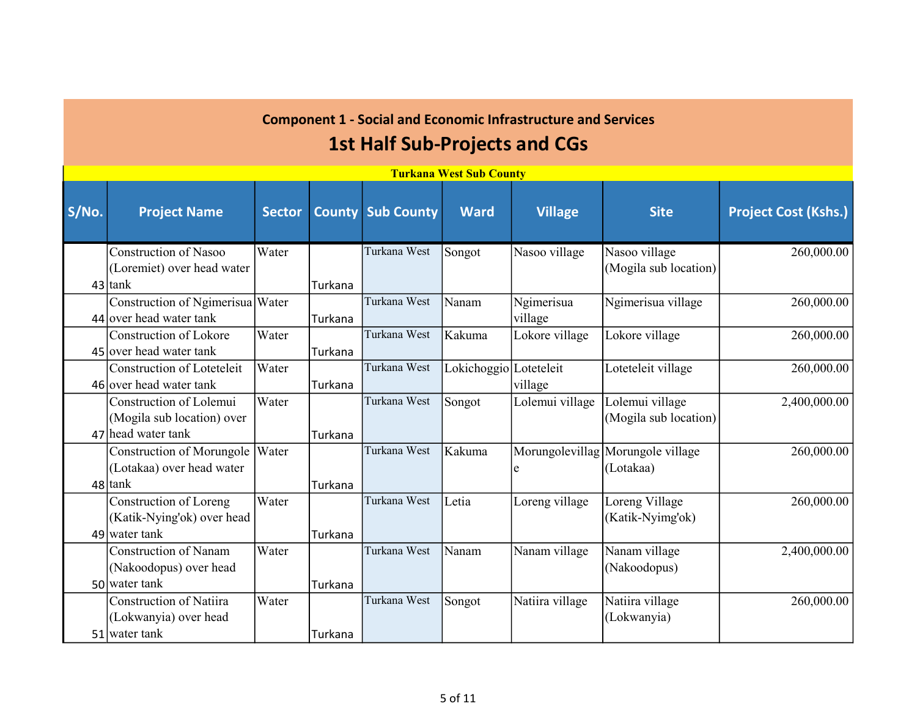## Component 1 - Social and Economic Infrastructure and Services

# 1st Half Sub-Projects and CGs

**Turkana West Sub County**

| S/No. | Project Name | Sector | County | Sub County | Ward | Village | Site | Project Cost (Kshs.) |
|---|---|---|---|---|---|---|---|---|
| 43 | Construction of Nasoo (Loremiet) over head water tank | Water | Turkana | Turkana West | Songot | Nasoo village | Nasoo village (Mogila sub location) | 260,000.00 |
| 44 | Construction of Ngimerisua over head water tank | Water | Turkana | Turkana West | Nanam | Ngimerisua village | Ngimerisua village | 260,000.00 |
| 45 | Construction of Lokore over head water tank | Water | Turkana | Turkana West | Kakuma | Lokore village | Lokore village | 260,000.00 |
| 46 | Construction of Loteteleit over head water tank | Water | Turkana | Turkana West | Lokichoggio | Loteteleit village | Loteteleit village | 260,000.00 |
| 47 | Construction of Lolemui (Mogila sub location) over head water tank | Water | Turkana | Turkana West | Songot | Lolemui village | Lolemui village (Mogila sub location) | 2,400,000.00 |
| 48 | Construction of Morungole (Lotakaa) over head water tank | Water | Turkana | Turkana West | Kakuma | Morungolevillage | Morungole village (Lotakaa) | 260,000.00 |
| 49 | Construction of Loreng (Katik-Nying'ok) over head water tank | Water | Turkana | Turkana West | Letia | Loreng village | Loreng Village (Katik-Nyimg'ok) | 260,000.00 |
| 50 | Construction of Nanam (Nakoodopus) over head water tank | Water | Turkana | Turkana West | Nanam | Nanam village | Nanam village (Nakoodopus) | 2,400,000.00 |
| 51 | Construction of Natiira (Lokwanyia) over head water tank | Water | Turkana | Turkana West | Songot | Natiira village | Natiira village (Lokwanyia) | 260,000.00 |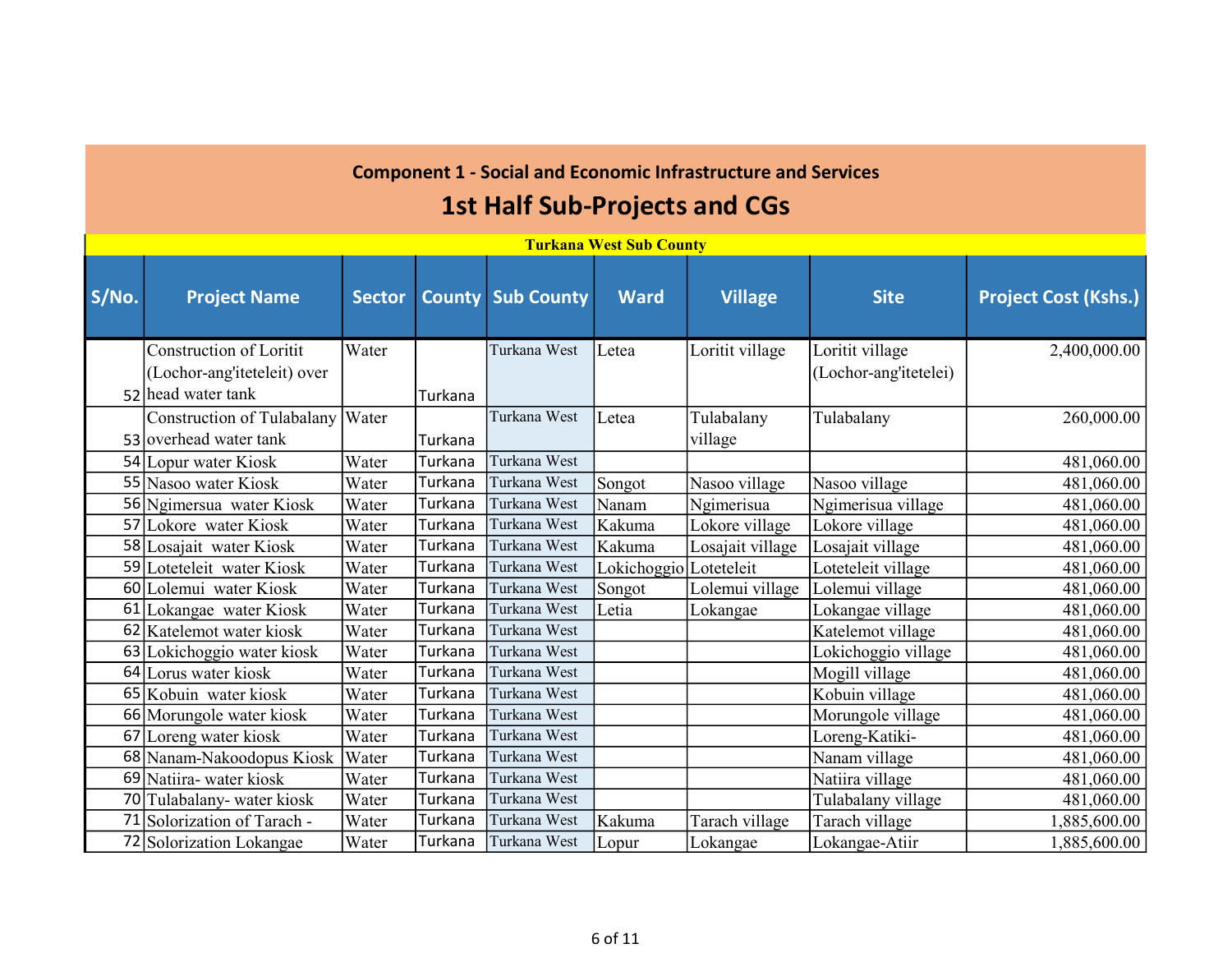## Component 1 - Social and Economic Infrastructure and Services

# 1st Half Sub-Projects and CGs

| S/No. | Project Name | Sector | County | Sub County | Ward | Village | Site | Project Cost (Kshs.) |
|---|---|---|---|---|---|---|---|---|
| **Turkana West Sub County** | | | | | | | | |
| 52 | Construction of Loritit (Lochor-ang'iteteleit) over head water tank | Water | Turkana | Turkana West | Letea | Loritit village | Loritit village (Lochor-ang'itetelei) | 2,400,000.00 |
| 53 | Construction of Tulabalany overhead water tank | Water | Turkana | Turkana West | Letea | Tulabalany village | Tulabalany | 260,000.00 |
| 54 | Lopur water Kiosk | Water | Turkana | Turkana West | | | | 481,060.00 |
| 55 | Nasoo water Kiosk | Water | Turkana | Turkana West | Songot | Nasoo village | Nasoo village | 481,060.00 |
| 56 | Ngimersua water Kiosk | Water | Turkana | Turkana West | Nanam | Ngimerisua | Ngimerisua village | 481,060.00 |
| 57 | Lokore water Kiosk | Water | Turkana | Turkana West | Kakuma | Lokore village | Lokore village | 481,060.00 |
| 58 | Losajait water Kiosk | Water | Turkana | Turkana West | Kakuma | Losajait village | Losajait village | 481,060.00 |
| 59 | Loteteleit water Kiosk | Water | Turkana | Turkana West | Lokichoggio | Loteteleit | Loteteleit village | 481,060.00 |
| 60 | Lolemui water Kiosk | Water | Turkana | Turkana West | Songot | Lolemui village | Lolemui village | 481,060.00 |
| 61 | Lokangae water Kiosk | Water | Turkana | Turkana West | Letia | Lokangae | Lokangae village | 481,060.00 |
| 62 | Katelemot water kiosk | Water | Turkana | Turkana West | | | Katelemot village | 481,060.00 |
| 63 | Lokichoggio water kiosk | Water | Turkana | Turkana West | | | Lokichoggio village | 481,060.00 |
| 64 | Lorus water kiosk | Water | Turkana | Turkana West | | | Mogill village | 481,060.00 |
| 65 | Kobuin water kiosk | Water | Turkana | Turkana West | | | Kobuin village | 481,060.00 |
| 66 | Morungole water kiosk | Water | Turkana | Turkana West | | | Morungole village | 481,060.00 |
| 67 | Loreng water kiosk | Water | Turkana | Turkana West | | | Loreng-Katiki- | 481,060.00 |
| 68 | Nanam-Nakoodopus Kiosk | Water | Turkana | Turkana West | | | Nanam village | 481,060.00 |
| 69 | Natiira- water kiosk | Water | Turkana | Turkana West | | | Natiira village | 481,060.00 |
| 70 | Tulabalany- water kiosk | Water | Turkana | Turkana West | | | Tulabalany village | 481,060.00 |
| 71 | Solorization of Tarach - | Water | Turkana | Turkana West | Kakuma | Tarach village | Tarach village | 1,885,600.00 |
| 72 | Solorization Lokangae | Water | Turkana | Turkana West | Lopur | Lokangae | Lokangae-Atiir | 1,885,600.00 |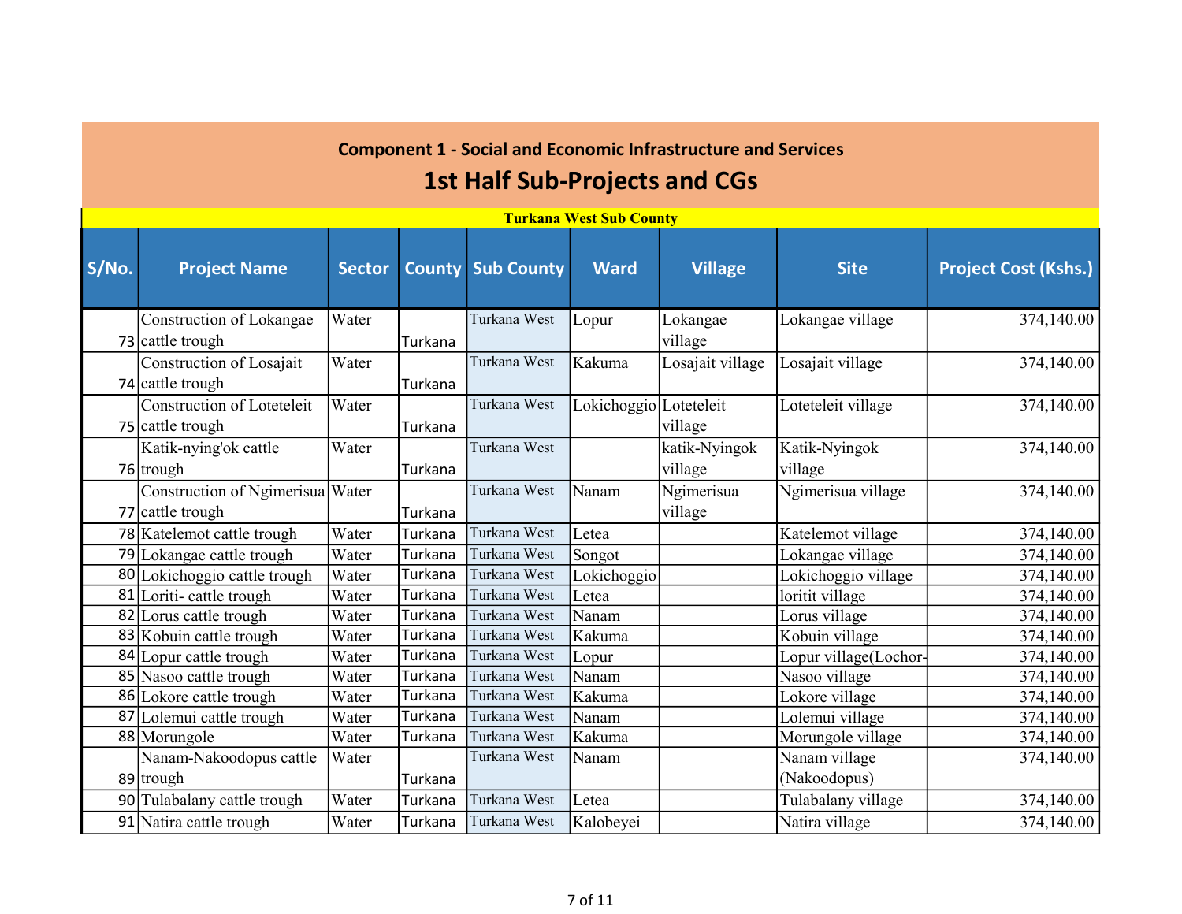## Component 1 - Social and Economic Infrastructure and Services

# 1st Half Sub-Projects and CGs

**Turkana West Sub County**

| S/No. | Project Name | Sector | County | Sub County | Ward | Village | Site | Project Cost (Kshs.) |
|---|---|---|---|---|---|---|---|---|
| 73 | Construction of Lokangae cattle trough | Water | Turkana | Turkana West | Lopur | Lokangae village | Lokangae village | 374,140.00 |
| 74 | Construction of Losajait cattle trough | Water | Turkana | Turkana West | Kakuma | Losajait village | Losajait village | 374,140.00 |
| 75 | Construction of Loteteleit cattle trough | Water | Turkana | Turkana West | Lokichoggio | Loteteleit village | Loteteleit village | 374,140.00 |
| 76 | Katik-nying'ok cattle trough | Water | Turkana | Turkana West | | katik-Nyingok village | Katik-Nyingok village | 374,140.00 |
| 77 | Construction of Ngimerisua cattle trough | Water | Turkana | Turkana West | Nanam | Ngimerisua village | Ngimerisua village | 374,140.00 |
| 78 | Katelemot cattle trough | Water | Turkana | Turkana West | Letea | | Katelemot village | 374,140.00 |
| 79 | Lokangae cattle trough | Water | Turkana | Turkana West | Songot | | Lokangae village | 374,140.00 |
| 80 | Lokichoggio cattle trough | Water | Turkana | Turkana West | Lokichoggio | | Lokichoggio village | 374,140.00 |
| 81 | Loriti- cattle trough | Water | Turkana | Turkana West | Letea | | loritit village | 374,140.00 |
| 82 | Lorus cattle trough | Water | Turkana | Turkana West | Nanam | | Lorus village | 374,140.00 |
| 83 | Kobuin cattle trough | Water | Turkana | Turkana West | Kakuma | | Kobuin village | 374,140.00 |
| 84 | Lopur cattle trough | Water | Turkana | Turkana West | Lopur | | Lopur village(Lochor- | 374,140.00 |
| 85 | Nasoo cattle trough | Water | Turkana | Turkana West | Nanam | | Nasoo village | 374,140.00 |
| 86 | Lokore cattle trough | Water | Turkana | Turkana West | Kakuma | | Lokore village | 374,140.00 |
| 87 | Lolemui cattle trough | Water | Turkana | Turkana West | Nanam | | Lolemui village | 374,140.00 |
| 88 | Morungole | Water | Turkana | Turkana West | Kakuma | | Morungole village | 374,140.00 |
| 89 | Nanam-Nakoodopus cattle trough | Water | Turkana | Turkana West | Nanam | | Nanam village (Nakoodopus) | 374,140.00 |
| 90 | Tulabalany cattle trough | Water | Turkana | Turkana West | Letea | | Tulabalany village | 374,140.00 |
| 91 | Natira cattle trough | Water | Turkana | Turkana West | Kalobeyei | | Natira village | 374,140.00 |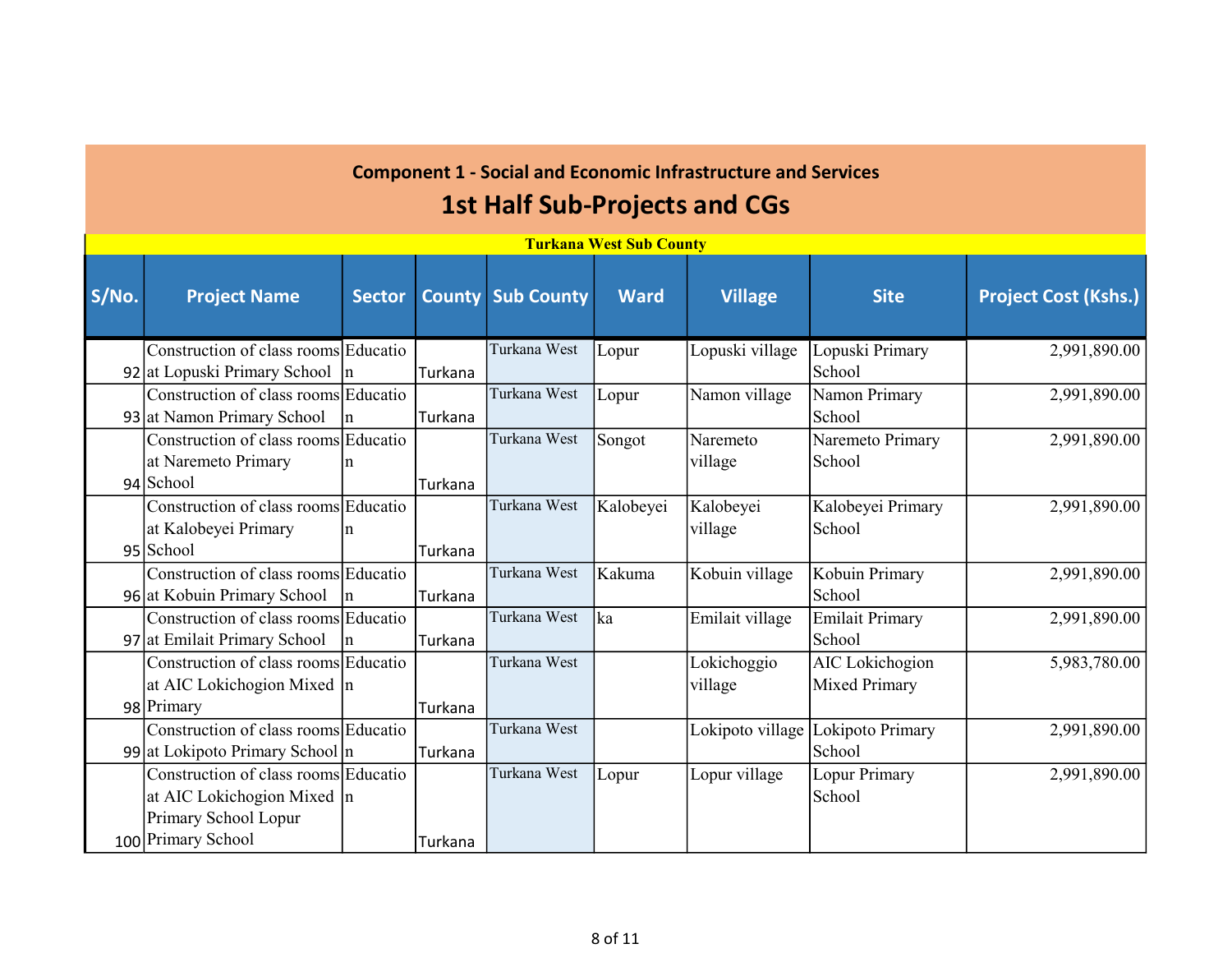## Component 1 - Social and Economic Infrastructure and Services

# 1st Half Sub-Projects and CGs

| Turkana West Sub County | | | | | | | | |
|---|---|---|---|---|---|---|---|---|
| **S/No.** | **Project Name** | **Sector** | **County** | **Sub County** | **Ward** | **Village** | **Site** | **Project Cost (Kshs.)** |
| 92 | Construction of class rooms at Lopuski Primary School | Education | Turkana | Turkana West | Lopur | Lopuski village | Lopuski Primary School | 2,991,890.00 |
| 93 | Construction of class rooms at Namon Primary School | Education | Turkana | Turkana West | Lopur | Namon village | Namon Primary School | 2,991,890.00 |
| 94 | Construction of class rooms at Naremeto Primary School | Education | Turkana | Turkana West | Songot | Naremeto village | Naremeto Primary School | 2,991,890.00 |
| 95 | Construction of class rooms at Kalobeyei Primary School | Education | Turkana | Turkana West | Kalobeyei | Kalobeyei village | Kalobeyei Primary School | 2,991,890.00 |
| 96 | Construction of class rooms at Kobuin Primary School | Education | Turkana | Turkana West | Kakuma | Kobuin village | Kobuin Primary School | 2,991,890.00 |
| 97 | Construction of class rooms at Emilait Primary School | Education | Turkana | Turkana West | ka | Emilait village | Emilait Primary School | 2,991,890.00 |
| 98 | Construction of class rooms at AIC Lokichogion Mixed Primary | Education | Turkana | Turkana West | | Lokichoggio village | AIC Lokichogion Mixed Primary | 5,983,780.00 |
| 99 | Construction of class rooms at Lokipoto Primary School | Education | Turkana | Turkana West | | Lokipoto village | Lokipoto Primary School | 2,991,890.00 |
| 100 | Construction of class rooms at AIC Lokichogion Mixed Primary School Lopur Primary School | Education | Turkana | Turkana West | Lopur | Lopur village | Lopur Primary School | 2,991,890.00 |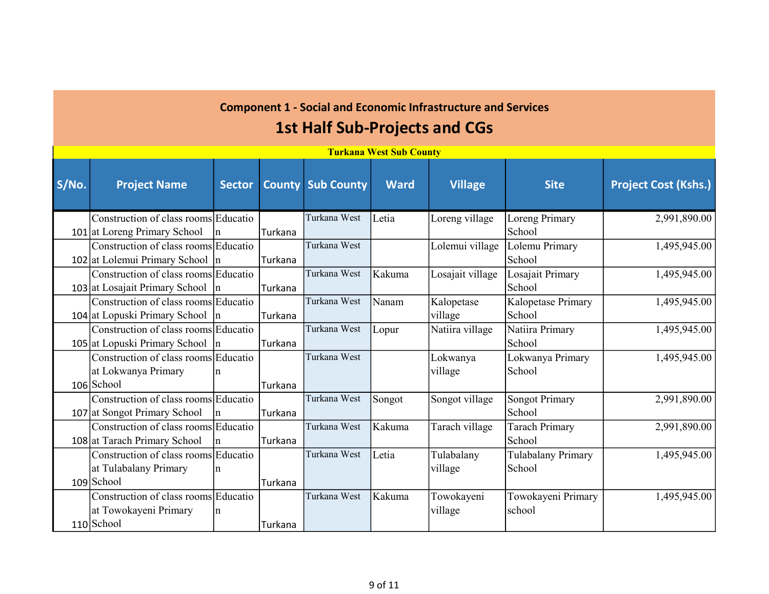## Component 1 - Social and Economic Infrastructure and Services

# 1st Half Sub-Projects and CGs

| Turkana West Sub County | | | | | | | | |
|---|---|---|---|---|---|---|---|---|
| **S/No.** | **Project Name** | **Sector** | **County** | **Sub County** | **Ward** | **Village** | **Site** | **Project Cost (Kshs.)** |
| 101 | Construction of class rooms at Loreng Primary School | Education | Turkana | Turkana West | Letia | Loreng village | Loreng Primary School | 2,991,890.00 |
| 102 | Construction of class rooms at Lolemui Primary School | Education | Turkana | Turkana West | | Lolemui village | Lolemu Primary School | 1,495,945.00 |
| 103 | Construction of class rooms at Losajait Primary School | Education | Turkana | Turkana West | Kakuma | Losajait village | Losajait Primary School | 1,495,945.00 |
| 104 | Construction of class rooms at Lopuski Primary School | Education | Turkana | Turkana West | Nanam | Kalopetase village | Kalopetase Primary School | 1,495,945.00 |
| 105 | Construction of class rooms at Lopuski Primary School | Education | Turkana | Turkana West | Lopur | Natiira village | Natiira Primary School | 1,495,945.00 |
| 106 | Construction of class rooms at Lokwanya Primary School | Education | Turkana | Turkana West | | Lokwanya village | Lokwanya Primary School | 1,495,945.00 |
| 107 | Construction of class rooms at Songot Primary School | Education | Turkana | Turkana West | Songot | Songot village | Songot Primary School | 2,991,890.00 |
| 108 | Construction of class rooms at Tarach Primary School | Education | Turkana | Turkana West | Kakuma | Tarach village | Tarach Primary School | 2,991,890.00 |
| 109 | Construction of class rooms at Tulabalany Primary School | Education | Turkana | Turkana West | Letia | Tulabalany village | Tulabalany Primary School | 1,495,945.00 |
| 110 | Construction of class rooms at Towokayeni Primary School | Education | Turkana | Turkana West | Kakuma | Towokayeni village | Towokayeni Primary school | 1,495,945.00 |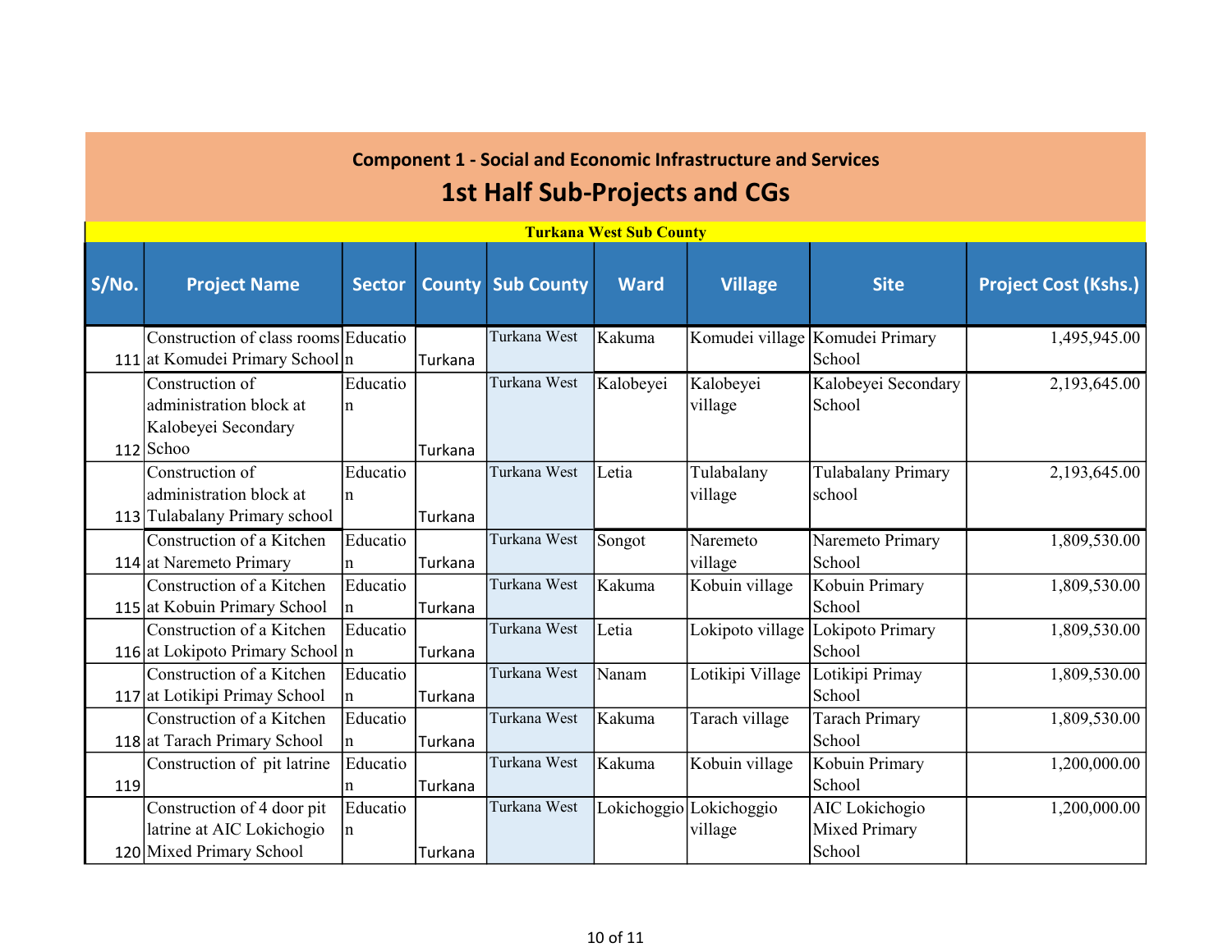## Component 1 - Social and Economic Infrastructure and Services

# 1st Half Sub-Projects and CGs

**Turkana West Sub County**

| S/No. | Project Name | Sector | County | Sub County | Ward | Village | Site | Project Cost (Kshs.) |
|---|---|---|---|---|---|---|---|---|
| 111 | Construction of class rooms at Komudei Primary School | Education | Turkana | Turkana West | Kakuma | Komudei village | Komudei Primary School | 1,495,945.00 |
| 112 | Construction of administration block at Kalobeyei Secondary Schoo | Education | Turkana | Turkana West | Kalobeyei | Kalobeyei village | Kalobeyei Secondary School | 2,193,645.00 |
| 113 | Construction of administration block at Tulabalany Primary school | Education | Turkana | Turkana West | Letia | Tulabalany village | Tulabalany Primary school | 2,193,645.00 |
| 114 | Construction of a Kitchen at Naremeto Primary | Education | Turkana | Turkana West | Songot | Naremeto village | Naremeto Primary School | 1,809,530.00 |
| 115 | Construction of a Kitchen at Kobuin Primary School | Education | Turkana | Turkana West | Kakuma | Kobuin village | Kobuin Primary School | 1,809,530.00 |
| 116 | Construction of a Kitchen at Lokipoto Primary School | Education | Turkana | Turkana West | Letia | Lokipoto village | Lokipoto Primary School | 1,809,530.00 |
| 117 | Construction of a Kitchen at Lotikipi Primay School | Education | Turkana | Turkana West | Nanam | Lotikipi Village | Lotikipi Primay School | 1,809,530.00 |
| 118 | Construction of a Kitchen at Tarach Primary School | Education | Turkana | Turkana West | Kakuma | Tarach village | Tarach Primary School | 1,809,530.00 |
| 119 | Construction of pit latrine | Education | Turkana | Turkana West | Kakuma | Kobuin village | Kobuin Primary School | 1,200,000.00 |
| 120 | Construction of 4 door pit latrine at AIC Lokichogio Mixed Primary School | Education | Turkana | Turkana West | Lokichoggio | Lokichoggio village | AIC Lokichogio Mixed Primary School | 1,200,000.00 |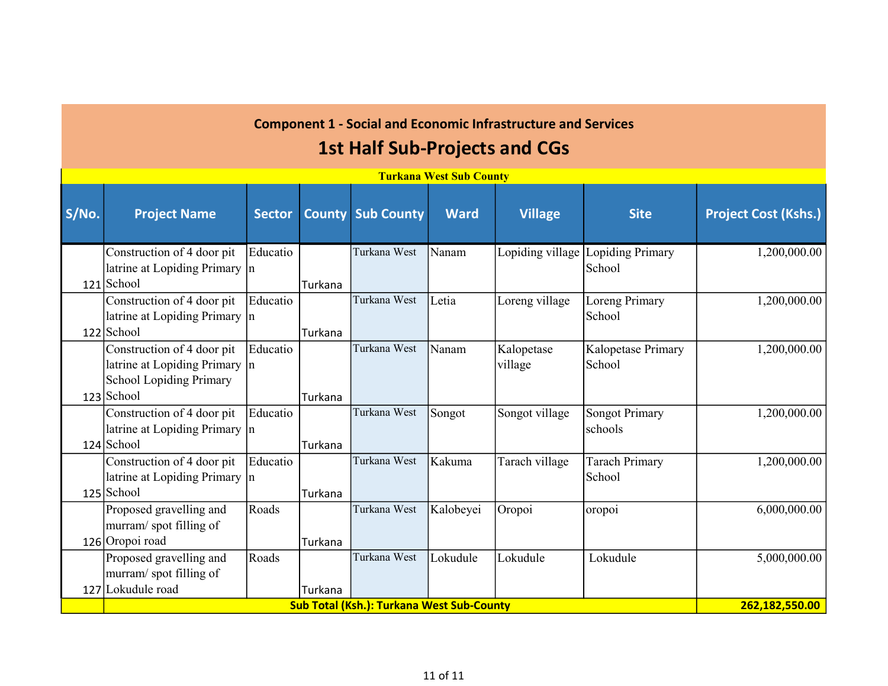## Component 1 - Social and Economic Infrastructure and Services

# 1st Half Sub-Projects and CGs

**Turkana West Sub County**

| S/No. | Project Name | Sector | County | Sub County | Ward | Village | Site | Project Cost (Kshs.) |
|---|---|---|---|---|---|---|---|---|
| 121 | Construction of 4 door pit latrine at Lopiding Primary School | Education | Turkana | Turkana West | Nanam | Lopiding village | Lopiding Primary School | 1,200,000.00 |
| 122 | Construction of 4 door pit latrine at Lopiding Primary School | Education | Turkana | Turkana West | Letia | Loreng village | Loreng Primary School | 1,200,000.00 |
| 123 | Construction of 4 door pit latrine at Lopiding Primary School Lopiding Primary School | Education | Turkana | Turkana West | Nanam | Kalopetase village | Kalopetase Primary School | 1,200,000.00 |
| 124 | Construction of 4 door pit latrine at Lopiding Primary School | Education | Turkana | Turkana West | Songot | Songot village | Songot Primary schools | 1,200,000.00 |
| 125 | Construction of 4 door pit latrine at Lopiding Primary School | Education | Turkana | Turkana West | Kakuma | Tarach village | Tarach Primary School | 1,200,000.00 |
| 126 | Proposed gravelling and murram/ spot filling of Oropoi road | Roads | Turkana | Turkana West | Kalobeyei | Oropoi | oropoi | 6,000,000.00 |
| 127 | Proposed gravelling and murram/ spot filling of Lokudule road | Roads | Turkana | Turkana West | Lokudule | Lokudule | Lokudule | 5,000,000.00 |
| | **Sub Total (Ksh.): Turkana West Sub-County** | | | | | | | **262,182,550.00** |